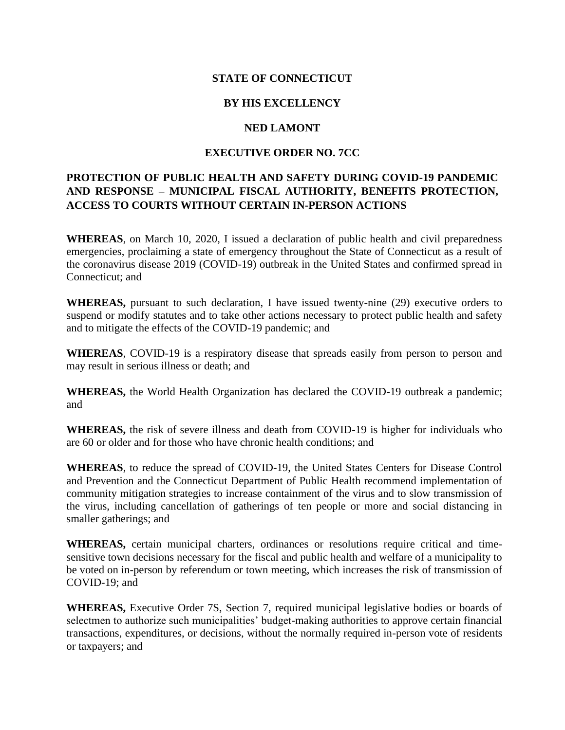**STATE OF CONNECTICUT**

**BY HIS EXCELLENCY**

**NED LAMONT**

**EXECUTIVE ORDER NO. 7CC**

**PROTECTION OF PUBLIC HEALTH AND SAFETY DURING COVID-19 PANDEMIC AND RESPONSE – MUNICIPAL FISCAL AUTHORITY, BENEFITS PROTECTION, ACCESS TO COURTS WITHOUT CERTAIN IN-PERSON ACTIONS**

**WHEREAS**, on March 10, 2020, I issued a declaration of public health and civil preparedness emergencies, proclaiming a state of emergency throughout the State of Connecticut as a result of the coronavirus disease 2019 (COVID-19) outbreak in the United States and confirmed spread in Connecticut; and

**WHEREAS,** pursuant to such declaration, I have issued twenty-nine (29) executive orders to suspend or modify statutes and to take other actions necessary to protect public health and safety and to mitigate the effects of the COVID-19 pandemic; and

**WHEREAS**, COVID-19 is a respiratory disease that spreads easily from person to person and may result in serious illness or death; and

**WHEREAS,** the World Health Organization has declared the COVID-19 outbreak a pandemic; and

**WHEREAS,** the risk of severe illness and death from COVID-19 is higher for individuals who are 60 or older and for those who have chronic health conditions; and

**WHEREAS**, to reduce the spread of COVID-19, the United States Centers for Disease Control and Prevention and the Connecticut Department of Public Health recommend implementation of community mitigation strategies to increase containment of the virus and to slow transmission of the virus, including cancellation of gatherings of ten people or more and social distancing in smaller gatherings; and

**WHEREAS,** certain municipal charters, ordinances or resolutions require critical and time-sensitive town decisions necessary for the fiscal and public health and welfare of a municipality to be voted on in-person by referendum or town meeting, which increases the risk of transmission of COVID-19; and

**WHEREAS,** Executive Order 7S, Section 7, required municipal legislative bodies or boards of selectmen to authorize such municipalities' budget-making authorities to approve certain financial transactions, expenditures, or decisions, without the normally required in-person vote of residents or taxpayers; and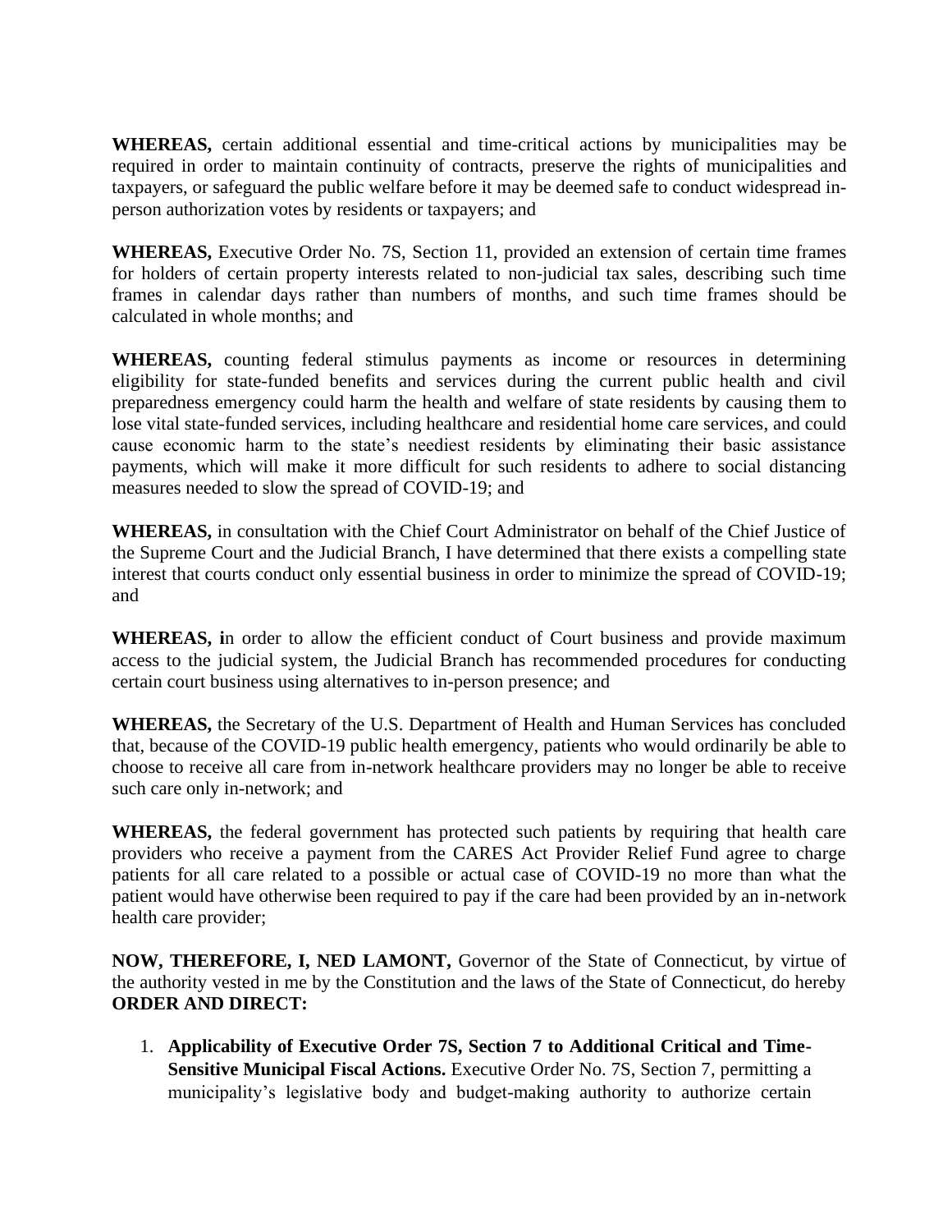**WHEREAS,** certain additional essential and time-critical actions by municipalities may be required in order to maintain continuity of contracts, preserve the rights of municipalities and taxpayers, or safeguard the public welfare before it may be deemed safe to conduct widespread in-person authorization votes by residents or taxpayers; and

**WHEREAS,** Executive Order No. 7S, Section 11, provided an extension of certain time frames for holders of certain property interests related to non-judicial tax sales, describing such time frames in calendar days rather than numbers of months, and such time frames should be calculated in whole months; and

**WHEREAS,** counting federal stimulus payments as income or resources in determining eligibility for state-funded benefits and services during the current public health and civil preparedness emergency could harm the health and welfare of state residents by causing them to lose vital state-funded services, including healthcare and residential home care services, and could cause economic harm to the state's neediest residents by eliminating their basic assistance payments, which will make it more difficult for such residents to adhere to social distancing measures needed to slow the spread of COVID-19; and

**WHEREAS,** in consultation with the Chief Court Administrator on behalf of the Chief Justice of the Supreme Court and the Judicial Branch, I have determined that there exists a compelling state interest that courts conduct only essential business in order to minimize the spread of COVID-19; and

**WHEREAS, i**n order to allow the efficient conduct of Court business and provide maximum access to the judicial system, the Judicial Branch has recommended procedures for conducting certain court business using alternatives to in-person presence; and

**WHEREAS,** the Secretary of the U.S. Department of Health and Human Services has concluded that, because of the COVID-19 public health emergency, patients who would ordinarily be able to choose to receive all care from in-network healthcare providers may no longer be able to receive such care only in-network; and

**WHEREAS,** the federal government has protected such patients by requiring that health care providers who receive a payment from the CARES Act Provider Relief Fund agree to charge patients for all care related to a possible or actual case of COVID-19 no more than what the patient would have otherwise been required to pay if the care had been provided by an in-network health care provider;

**NOW, THEREFORE, I, NED LAMONT,** Governor of the State of Connecticut, by virtue of the authority vested in me by the Constitution and the laws of the State of Connecticut, do hereby **ORDER AND DIRECT:**

1. **Applicability of Executive Order 7S, Section 7 to Additional Critical and Time-Sensitive Municipal Fiscal Actions.** Executive Order No. 7S, Section 7, permitting a municipality's legislative body and budget-making authority to authorize certain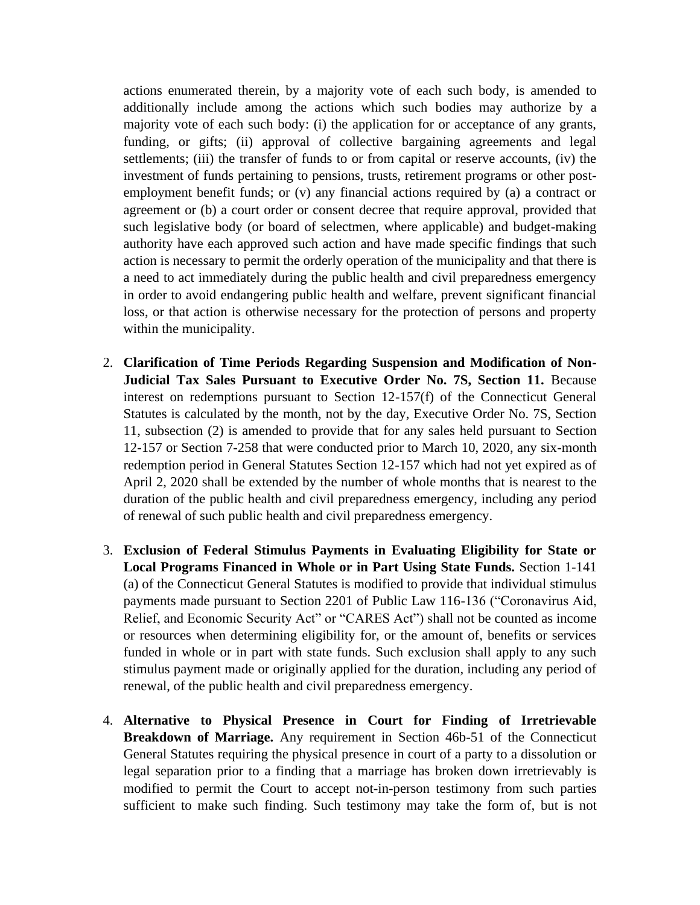actions enumerated therein, by a majority vote of each such body, is amended to additionally include among the actions which such bodies may authorize by a majority vote of each such body: (i) the application for or acceptance of any grants, funding, or gifts; (ii) approval of collective bargaining agreements and legal settlements; (iii) the transfer of funds to or from capital or reserve accounts, (iv) the investment of funds pertaining to pensions, trusts, retirement programs or other post-employment benefit funds; or (v) any financial actions required by (a) a contract or agreement or (b) a court order or consent decree that require approval, provided that such legislative body (or board of selectmen, where applicable) and budget-making authority have each approved such action and have made specific findings that such action is necessary to permit the orderly operation of the municipality and that there is a need to act immediately during the public health and civil preparedness emergency in order to avoid endangering public health and welfare, prevent significant financial loss, or that action is otherwise necessary for the protection of persons and property within the municipality.

2. **Clarification of Time Periods Regarding Suspension and Modification of Non-Judicial Tax Sales Pursuant to Executive Order No. 7S, Section 11.** Because interest on redemptions pursuant to Section 12-157(f) of the Connecticut General Statutes is calculated by the month, not by the day, Executive Order No. 7S, Section 11, subsection (2) is amended to provide that for any sales held pursuant to Section 12-157 or Section 7-258 that were conducted prior to March 10, 2020, any six-month redemption period in General Statutes Section 12-157 which had not yet expired as of April 2, 2020 shall be extended by the number of whole months that is nearest to the duration of the public health and civil preparedness emergency, including any period of renewal of such public health and civil preparedness emergency.

3. **Exclusion of Federal Stimulus Payments in Evaluating Eligibility for State or Local Programs Financed in Whole or in Part Using State Funds.** Section 1-141 (a) of the Connecticut General Statutes is modified to provide that individual stimulus payments made pursuant to Section 2201 of Public Law 116-136 ("Coronavirus Aid, Relief, and Economic Security Act" or "CARES Act") shall not be counted as income or resources when determining eligibility for, or the amount of, benefits or services funded in whole or in part with state funds. Such exclusion shall apply to any such stimulus payment made or originally applied for the duration, including any period of renewal, of the public health and civil preparedness emergency.

4. **Alternative to Physical Presence in Court for Finding of Irretrievable Breakdown of Marriage.** Any requirement in Section 46b-51 of the Connecticut General Statutes requiring the physical presence in court of a party to a dissolution or legal separation prior to a finding that a marriage has broken down irretrievably is modified to permit the Court to accept not-in-person testimony from such parties sufficient to make such finding. Such testimony may take the form of, but is not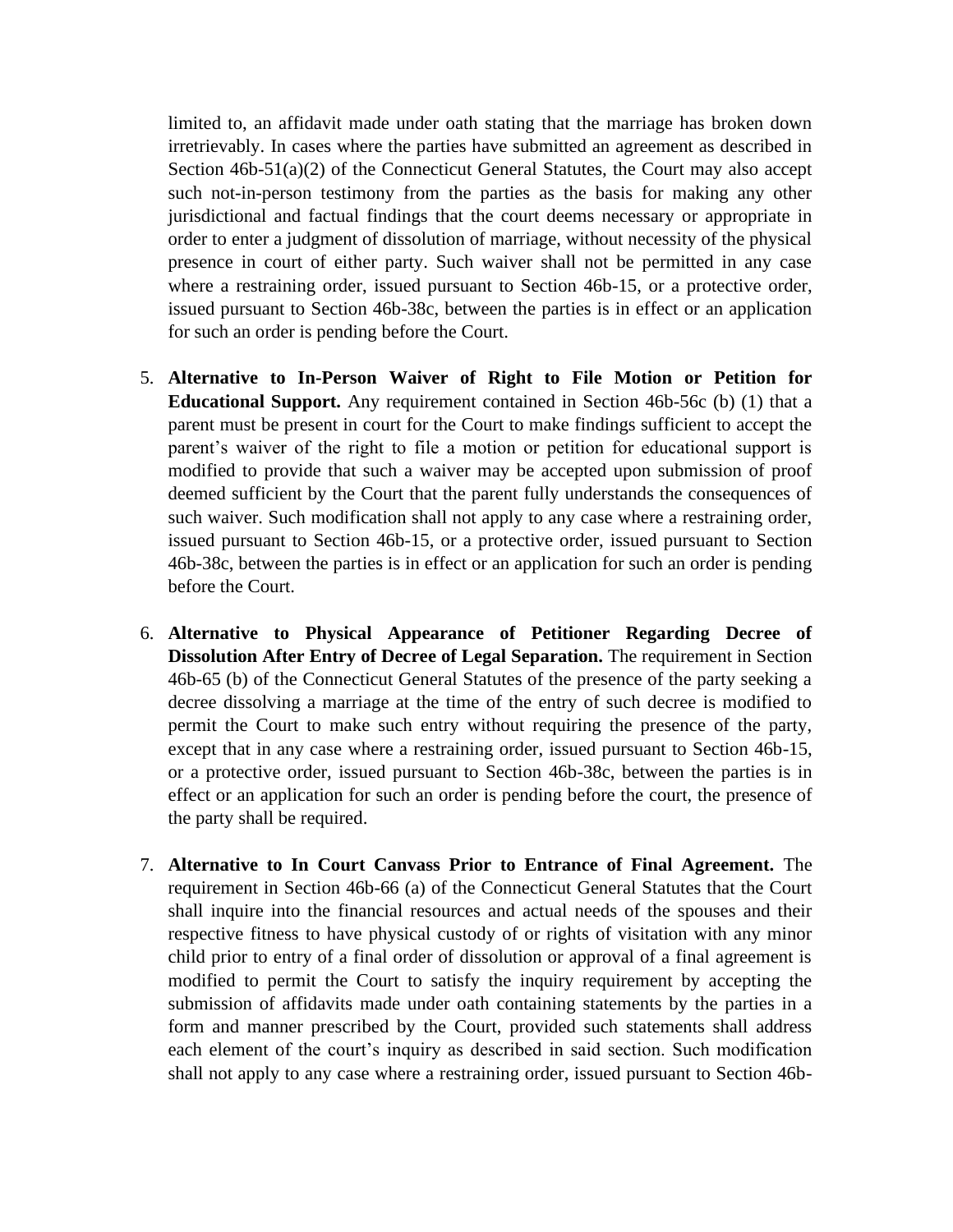limited to, an affidavit made under oath stating that the marriage has broken down irretrievably. In cases where the parties have submitted an agreement as described in Section 46b-51(a)(2) of the Connecticut General Statutes, the Court may also accept such not-in-person testimony from the parties as the basis for making any other jurisdictional and factual findings that the court deems necessary or appropriate in order to enter a judgment of dissolution of marriage, without necessity of the physical presence in court of either party. Such waiver shall not be permitted in any case where a restraining order, issued pursuant to Section 46b-15, or a protective order, issued pursuant to Section 46b-38c, between the parties is in effect or an application for such an order is pending before the Court.

5. **Alternative to In-Person Waiver of Right to File Motion or Petition for Educational Support.** Any requirement contained in Section 46b-56c (b) (1) that a parent must be present in court for the Court to make findings sufficient to accept the parent's waiver of the right to file a motion or petition for educational support is modified to provide that such a waiver may be accepted upon submission of proof deemed sufficient by the Court that the parent fully understands the consequences of such waiver. Such modification shall not apply to any case where a restraining order, issued pursuant to Section 46b-15, or a protective order, issued pursuant to Section 46b-38c, between the parties is in effect or an application for such an order is pending before the Court.

6. **Alternative to Physical Appearance of Petitioner Regarding Decree of Dissolution After Entry of Decree of Legal Separation.** The requirement in Section 46b-65 (b) of the Connecticut General Statutes of the presence of the party seeking a decree dissolving a marriage at the time of the entry of such decree is modified to permit the Court to make such entry without requiring the presence of the party, except that in any case where a restraining order, issued pursuant to Section 46b-15, or a protective order, issued pursuant to Section 46b-38c, between the parties is in effect or an application for such an order is pending before the court, the presence of the party shall be required.

7. **Alternative to In Court Canvass Prior to Entrance of Final Agreement.** The requirement in Section 46b-66 (a) of the Connecticut General Statutes that the Court shall inquire into the financial resources and actual needs of the spouses and their respective fitness to have physical custody of or rights of visitation with any minor child prior to entry of a final order of dissolution or approval of a final agreement is modified to permit the Court to satisfy the inquiry requirement by accepting the submission of affidavits made under oath containing statements by the parties in a form and manner prescribed by the Court, provided such statements shall address each element of the court's inquiry as described in said section. Such modification shall not apply to any case where a restraining order, issued pursuant to Section 46b-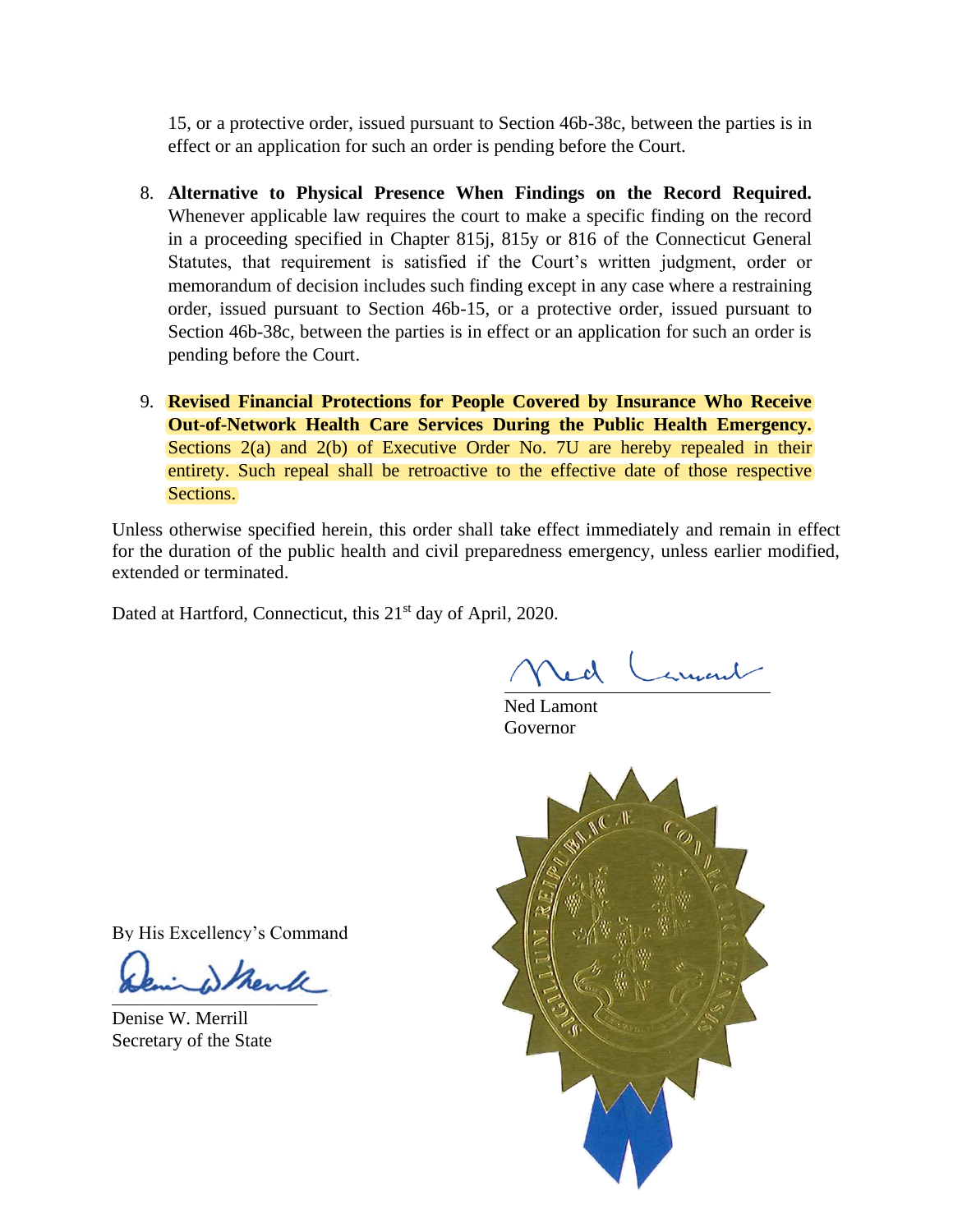15, or a protective order, issued pursuant to Section 46b-38c, between the parties is in effect or an application for such an order is pending before the Court.

8. **Alternative to Physical Presence When Findings on the Record Required.** Whenever applicable law requires the court to make a specific finding on the record in a proceeding specified in Chapter 815j, 815y or 816 of the Connecticut General Statutes, that requirement is satisfied if the Court's written judgment, order or memorandum of decision includes such finding except in any case where a restraining order, issued pursuant to Section 46b-15, or a protective order, issued pursuant to Section 46b-38c, between the parties is in effect or an application for such an order is pending before the Court.

9. **Revised Financial Protections for People Covered by Insurance Who Receive Out-of-Network Health Care Services During the Public Health Emergency.** Sections 2(a) and 2(b) of Executive Order No. 7U are hereby repealed in their entirety. Such repeal shall be retroactive to the effective date of those respective Sections.

Unless otherwise specified herein, this order shall take effect immediately and remain in effect for the duration of the public health and civil preparedness emergency, unless earlier modified, extended or terminated.

Dated at Hartford, Connecticut, this 21st day of April, 2020.

Ned Lamont
Governor

By His Excellency's Command

Denise W. Merrill
Secretary of the State